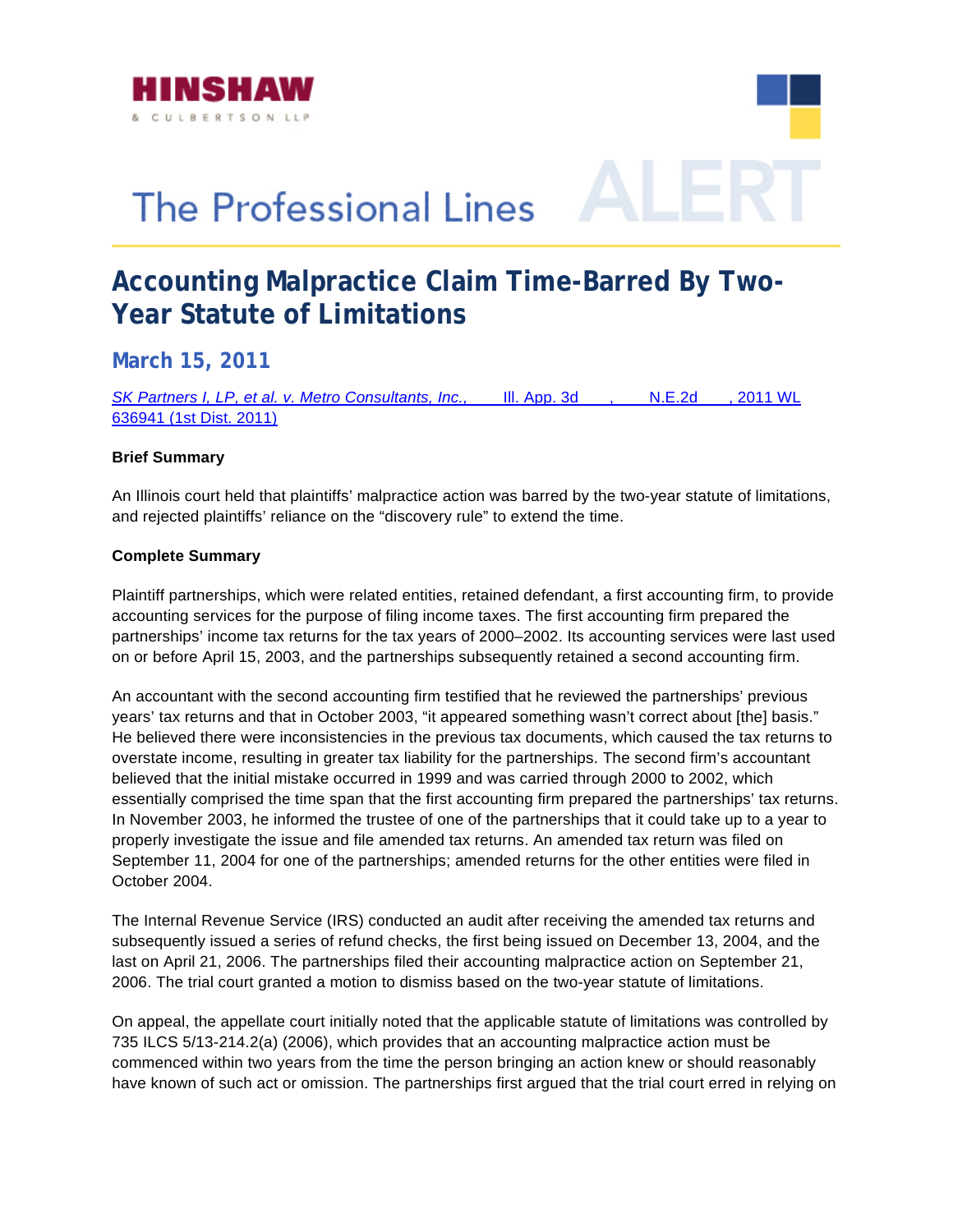HINSHAW & CULBERTSON LLP

# The Professional Lines ALERT

## Accounting Malpractice Claim Time-Barred By Two-Year Statute of Limitations

### March 15, 2011

*SK Partners I, LP, et al. v. Metro Consultants, Inc.,* ___ Ill. App. 3d ___, ___ N.E.2d ___, 2011 WL 636941 (1st Dist. 2011)

**Brief Summary**

An Illinois court held that plaintiffs' malpractice action was barred by the two-year statute of limitations, and rejected plaintiffs' reliance on the "discovery rule" to extend the time.

**Complete Summary**

Plaintiff partnerships, which were related entities, retained defendant, a first accounting firm, to provide accounting services for the purpose of filing income taxes. The first accounting firm prepared the partnerships' income tax returns for the tax years of 2000–2002. Its accounting services were last used on or before April 15, 2003, and the partnerships subsequently retained a second accounting firm.

An accountant with the second accounting firm testified that he reviewed the partnerships' previous years' tax returns and that in October 2003, "it appeared something wasn't correct about [the] basis." He believed there were inconsistencies in the previous tax documents, which caused the tax returns to overstate income, resulting in greater tax liability for the partnerships. The second firm's accountant believed that the initial mistake occurred in 1999 and was carried through 2000 to 2002, which essentially comprised the time span that the first accounting firm prepared the partnerships' tax returns. In November 2003, he informed the trustee of one of the partnerships that it could take up to a year to properly investigate the issue and file amended tax returns. An amended tax return was filed on September 11, 2004 for one of the partnerships; amended returns for the other entities were filed in October 2004.

The Internal Revenue Service (IRS) conducted an audit after receiving the amended tax returns and subsequently issued a series of refund checks, the first being issued on December 13, 2004, and the last on April 21, 2006. The partnerships filed their accounting malpractice action on September 21, 2006. The trial court granted a motion to dismiss based on the two-year statute of limitations.

On appeal, the appellate court initially noted that the applicable statute of limitations was controlled by 735 ILCS 5/13-214.2(a) (2006), which provides that an accounting malpractice action must be commenced within two years from the time the person bringing an action knew or should reasonably have known of such act or omission. The partnerships first argued that the trial court erred in relying on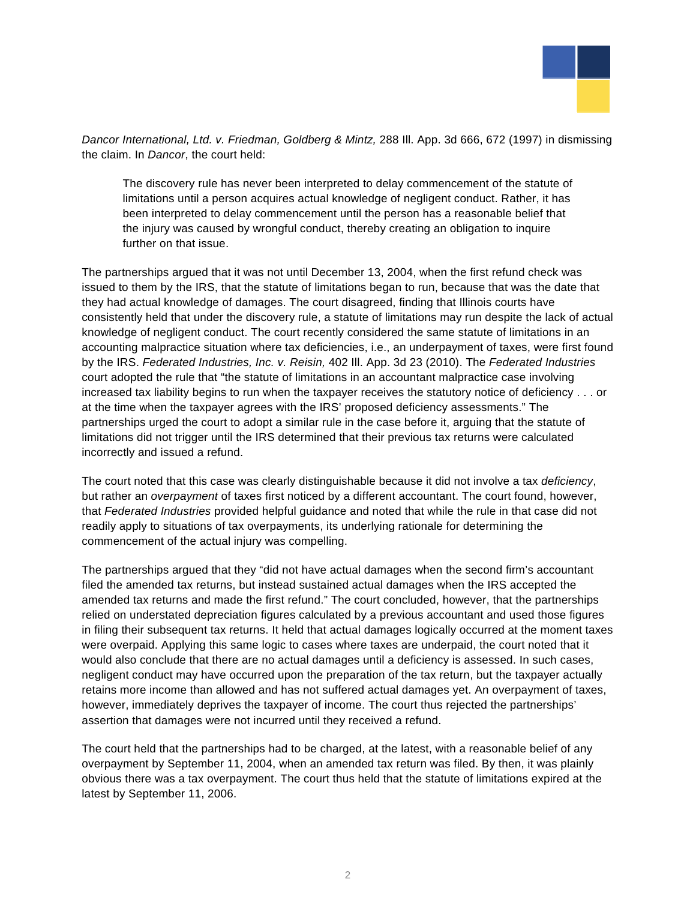*Dancor International, Ltd. v. Friedman, Goldberg & Mintz,* 288 Ill. App. 3d 666, 672 (1997) in dismissing the claim. In *Dancor*, the court held:

> The discovery rule has never been interpreted to delay commencement of the statute of limitations until a person acquires actual knowledge of negligent conduct. Rather, it has been interpreted to delay commencement until the person has a reasonable belief that the injury was caused by wrongful conduct, thereby creating an obligation to inquire further on that issue.

The partnerships argued that it was not until December 13, 2004, when the first refund check was issued to them by the IRS, that the statute of limitations began to run, because that was the date that they had actual knowledge of damages. The court disagreed, finding that Illinois courts have consistently held that under the discovery rule, a statute of limitations may run despite the lack of actual knowledge of negligent conduct. The court recently considered the same statute of limitations in an accounting malpractice situation where tax deficiencies, i.e., an underpayment of taxes, were first found by the IRS. *Federated Industries, Inc. v. Reisin,* 402 Ill. App. 3d 23 (2010). The *Federated Industries* court adopted the rule that "the statute of limitations in an accountant malpractice case involving increased tax liability begins to run when the taxpayer receives the statutory notice of deficiency . . . or at the time when the taxpayer agrees with the IRS' proposed deficiency assessments." The partnerships urged the court to adopt a similar rule in the case before it, arguing that the statute of limitations did not trigger until the IRS determined that their previous tax returns were calculated incorrectly and issued a refund.

The court noted that this case was clearly distinguishable because it did not involve a tax *deficiency*, but rather an *overpayment* of taxes first noticed by a different accountant. The court found, however, that *Federated Industries* provided helpful guidance and noted that while the rule in that case did not readily apply to situations of tax overpayments, its underlying rationale for determining the commencement of the actual injury was compelling.

The partnerships argued that they "did not have actual damages when the second firm's accountant filed the amended tax returns, but instead sustained actual damages when the IRS accepted the amended tax returns and made the first refund." The court concluded, however, that the partnerships relied on understated depreciation figures calculated by a previous accountant and used those figures in filing their subsequent tax returns. It held that actual damages logically occurred at the moment taxes were overpaid. Applying this same logic to cases where taxes are underpaid, the court noted that it would also conclude that there are no actual damages until a deficiency is assessed. In such cases, negligent conduct may have occurred upon the preparation of the tax return, but the taxpayer actually retains more income than allowed and has not suffered actual damages yet. An overpayment of taxes, however, immediately deprives the taxpayer of income. The court thus rejected the partnerships' assertion that damages were not incurred until they received a refund.

The court held that the partnerships had to be charged, at the latest, with a reasonable belief of any overpayment by September 11, 2004, when an amended tax return was filed. By then, it was plainly obvious there was a tax overpayment. The court thus held that the statute of limitations expired at the latest by September 11, 2006.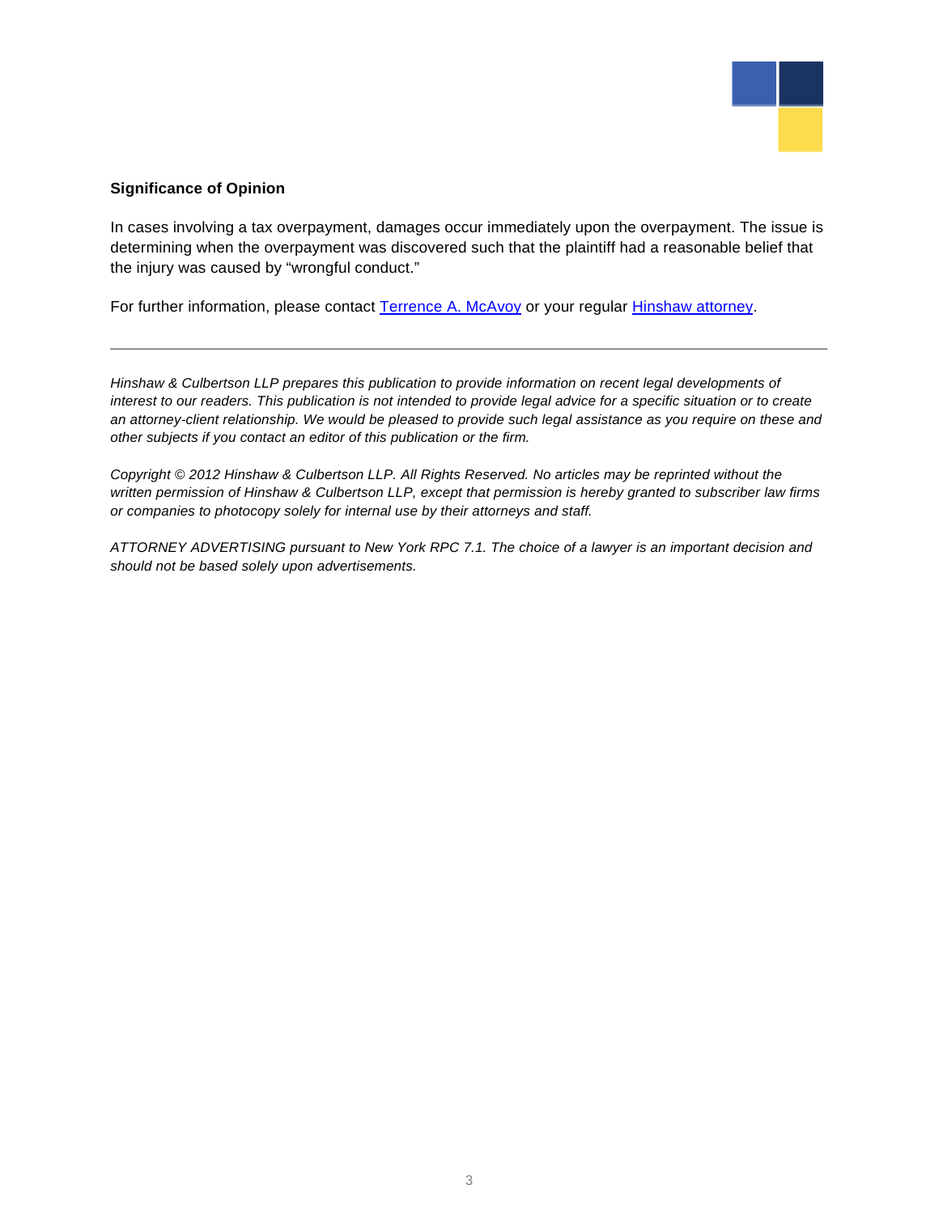**Significance of Opinion**

In cases involving a tax overpayment, damages occur immediately upon the overpayment. The issue is determining when the overpayment was discovered such that the plaintiff had a reasonable belief that the injury was caused by "wrongful conduct."

For further information, please contact Terrence A. McAvoy or your regular Hinshaw attorney.

---

*Hinshaw & Culbertson LLP prepares this publication to provide information on recent legal developments of interest to our readers. This publication is not intended to provide legal advice for a specific situation or to create an attorney-client relationship. We would be pleased to provide such legal assistance as you require on these and other subjects if you contact an editor of this publication or the firm.*

*Copyright © 2012 Hinshaw & Culbertson LLP. All Rights Reserved. No articles may be reprinted without the written permission of Hinshaw & Culbertson LLP, except that permission is hereby granted to subscriber law firms or companies to photocopy solely for internal use by their attorneys and staff.*

*ATTORNEY ADVERTISING pursuant to New York RPC 7.1. The choice of a lawyer is an important decision and should not be based solely upon advertisements.*